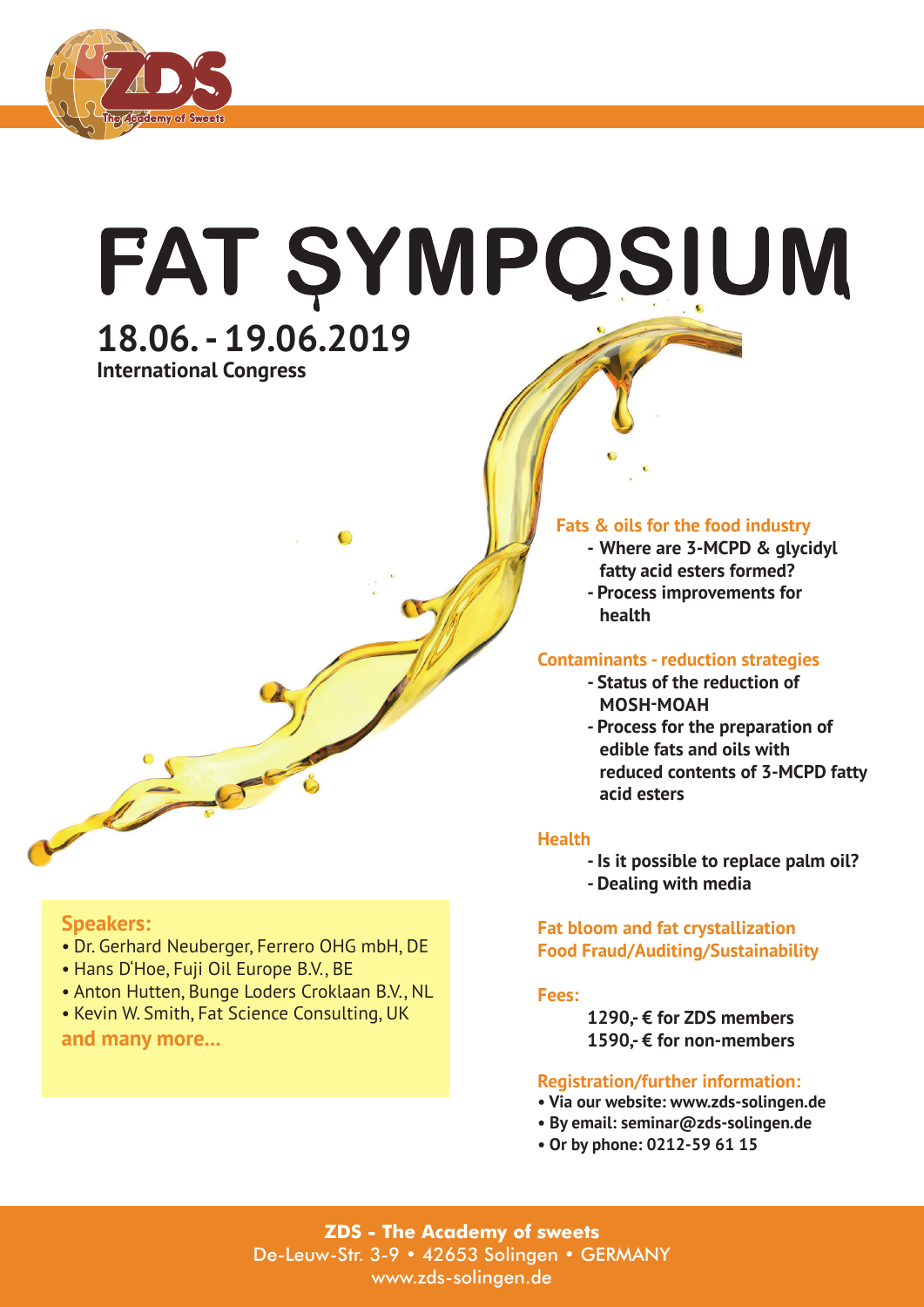# FAT SYMPOSIUM

## 18.06. - 19.06.2019

**International Congress**

### Fats & oils for the food industry

- **Where are 3-MCPD & glycidyl fatty acid esters formed?**
- **Process improvements for health**

### Contaminants - reduction strategies

- **Status of the reduction of MOSH-MOAH**
- **Process for the preparation of edible fats and oils with reduced contents of 3-MCPD fatty acid esters**

### Health

- **Is it possible to replace palm oil?**
- **Dealing with media**

### Fat bloom and fat crystallization

### Food Fraud/Auditing/Sustainability

### Speakers:

- Dr. Gerhard Neuberger, Ferrero OHG mbH, DE
- Hans D'Hoe, Fuji Oil Europe B.V., BE
- Anton Hutten, Bunge Loders Croklaan B.V., NL
- Kevin W. Smith, Fat Science Consulting, UK

**and many more...**

### Fees:

**1290,- € for ZDS members**
**1590,- € for non-members**

### Registration/further information:

- **Via our website: www.zds-solingen.de**
- **By email: seminar@zds-solingen.de**
- **Or by phone: 0212-59 61 15**

**ZDS - The Academy of sweets**
De-Leuw-Str. 3-9 • 42653 Solingen • GERMANY
www.zds-solingen.de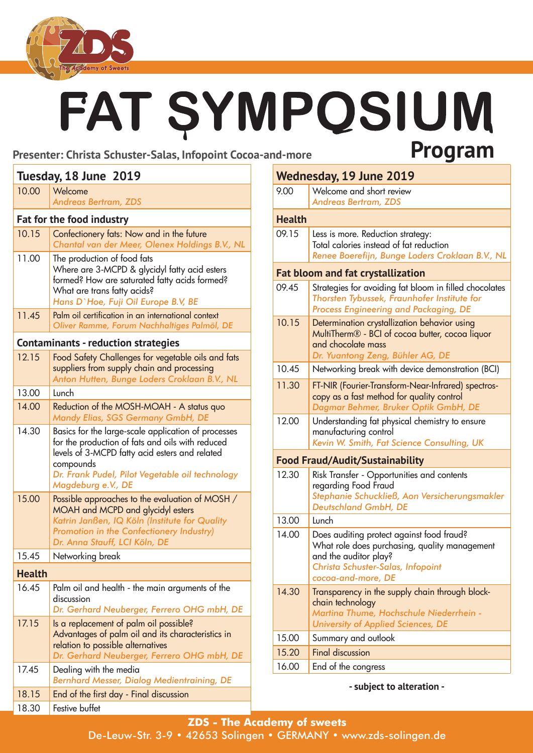# FAT SYMPOSIUM

**Presenter: Christa Schuster-Salas, Infopoint Cocoa-and-more**

## Program

### Tuesday, 18 June 2019

| | |
|---|---|
| 10.00 | Welcome<br>*Andreas Bertram, ZDS* |
| **Fat for the food industry** | |
| 10.15 | Confectionery fats: Now and in the future<br>*Chantal van der Meer, Olenex Holdings B.V., NL* |
| 11.00 | The production of food fats<br>Where are 3-MCPD & glycidyl fatty acid esters formed? How are saturated fatty acids formed?<br>What are trans fatty acids?<br>*Hans D`Hoe, Fuji Oil Europe B.V, BE* |
| 11.45 | Palm oil certification in an international context<br>*Oliver Ramme, Forum Nachhaltiges Palmöl, DE* |
| **Contaminants - reduction strategies** | |
| 12.15 | Food Safety Challenges for vegetable oils and fats suppliers from supply chain and processing<br>*Anton Hutten, Bunge Loders Croklaan B.V., NL* |
| 13.00 | Lunch |
| 14.00 | Reduction of the MOSH-MOAH - A status quo<br>*Mandy Elias, SGS Germany GmbH, DE* |
| 14.30 | Basics for the large-scale application of processes for the production of fats and oils with reduced levels of 3-MCPD fatty acid esters and related compounds<br>*Dr. Frank Pudel, Pilot Vegetable oil technology Magdeburg e.V., DE* |
| 15.00 | Possible approaches to the evaluation of MOSH / MOAH and MCPD and glycidyl esters<br>*Katrin Janßen, IQ Köln (Institute for Quality Promotion in the Confectionery Industry)*<br>*Dr. Anna Stauff, LCI Köln, DE* |
| 15.45 | Networking break |
| **Health** | |
| 16.45 | Palm oil and health - the main arguments of the discussion<br>*Dr. Gerhard Neuberger, Ferrero OHG mbH, DE* |
| 17.15 | Is a replacement of palm oil possible?<br>Advantages of palm oil and its characteristics in relation to possible alternatives<br>*Dr. Gerhard Neuberger, Ferrero OHG mbH, DE* |
| 17.45 | Dealing with the media<br>*Bernhard Messer, Dialog Medientraining, DE* |
| 18.15 | End of the first day - Final discussion |
| 18.30 | Festive buffet |

### Wednesday, 19 June 2019

| | |
|---|---|
| 9.00 | Welcome and short review<br>*Andreas Bertram, ZDS* |
| **Health** | |
| 09.15 | Less is more. Reduction strategy:<br>Total calories instead of fat reduction<br>*Renee Boerefijn, Bunge Loders Croklaan B.V., NL* |
| **Fat bloom and fat crystallization** | |
| 09.45 | Strategies for avoiding fat bloom in filled chocolates<br>*Thorsten Tybussek, Fraunhofer Institute for Process Engineering and Packaging, DE* |
| 10.15 | Determination crystallization behavior using MultiTherm® - BCI of cocoa butter, cocoa liquor and chocolate mass<br>*Dr. Yuantong Zeng, Bühler AG, DE* |
| 10.45 | Networking break with device demonstration (BCI) |
| 11.30 | FT-NIR (Fourier-Transform-Near-Infrared) spectroscopy as a fast method for quality control<br>*Dagmar Behmer, Bruker Optik GmbH, DE* |
| 12.00 | Understanding fat physical chemistry to ensure manufacturing control<br>*Kevin W. Smith, Fat Science Consulting, UK* |
| **Food Fraud/Audit/Sustainability** | |
| 12.30 | Risk Transfer - Opportunities and contents regarding Food Fraud<br>*Stephanie Schuckließ, Aon Versicherungsmakler Deutschland GmbH, DE* |
| 13.00 | Lunch |
| 14.00 | Does auditing protect against food fraud?<br>What role does purchasing, quality management and the auditor play?<br>*Christa Schuster-Salas, Infopoint cocoa-and-more, DE* |
| 14.30 | Transparency in the supply chain through blockchain technology<br>*Martina Thume, Hochschule Niederrhein - University of Applied Sciences, DE* |
| 15.00 | Summary and outlook |
| 15.20 | Final discussion |
| 16.00 | End of the congress |

**- subject to alteration -**

**ZDS - The Academy of sweets**
De-Leuw-Str. 3-9 • 42653 Solingen • GERMANY • www.zds-solingen.de